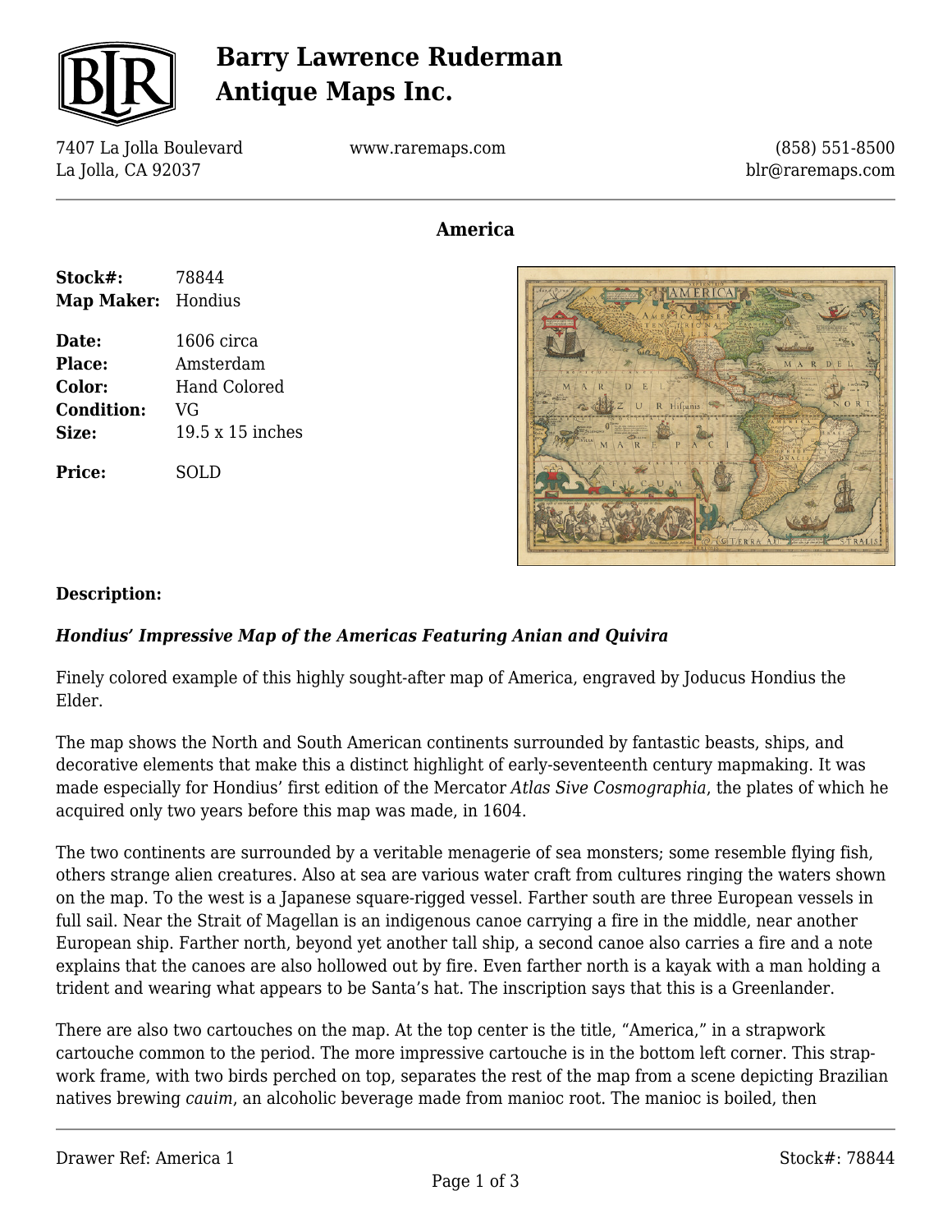# Barry Lawrence Ruderman Antique Maps Inc.

7407 La Jolla Boulevard
La Jolla, CA 92037

www.raremaps.com

(858) 551-8500
blr@raremaps.com

## America

| | |
|---|---|
| **Stock#:** | 78844 |
| **Map Maker:** | Hondius |
| **Date:** | 1606 circa |
| **Place:** | Amsterdam |
| **Color:** | Hand Colored |
| **Condition:** | VG |
| **Size:** | 19.5 x 15 inches |
| **Price:** | SOLD |

### Description:

***Hondius' Impressive Map of the Americas Featuring Anian and Quivira***

Finely colored example of this highly sought-after map of America, engraved by Joducus Hondius the Elder.

The map shows the North and South American continents surrounded by fantastic beasts, ships, and decorative elements that make this a distinct highlight of early-seventeenth century mapmaking. It was made especially for Hondius' first edition of the Mercator *Atlas Sive Cosmographia*, the plates of which he acquired only two years before this map was made, in 1604.

The two continents are surrounded by a veritable menagerie of sea monsters; some resemble flying fish, others strange alien creatures. Also at sea are various water craft from cultures ringing the waters shown on the map. To the west is a Japanese square-rigged vessel. Farther south are three European vessels in full sail. Near the Strait of Magellan is an indigenous canoe carrying a fire in the middle, near another European ship. Farther north, beyond yet another tall ship, a second canoe also carries a fire and a note explains that the canoes are also hollowed out by fire. Even farther north is a kayak with a man holding a trident and wearing what appears to be Santa's hat. The inscription says that this is a Greenlander.

There are also two cartouches on the map. At the top center is the title, "America," in a strapwork cartouche common to the period. The more impressive cartouche is in the bottom left corner. This strap-work frame, with two birds perched on top, separates the rest of the map from a scene depicting Brazilian natives brewing *cauim*, an alcoholic beverage made from manioc root. The manioc is boiled, then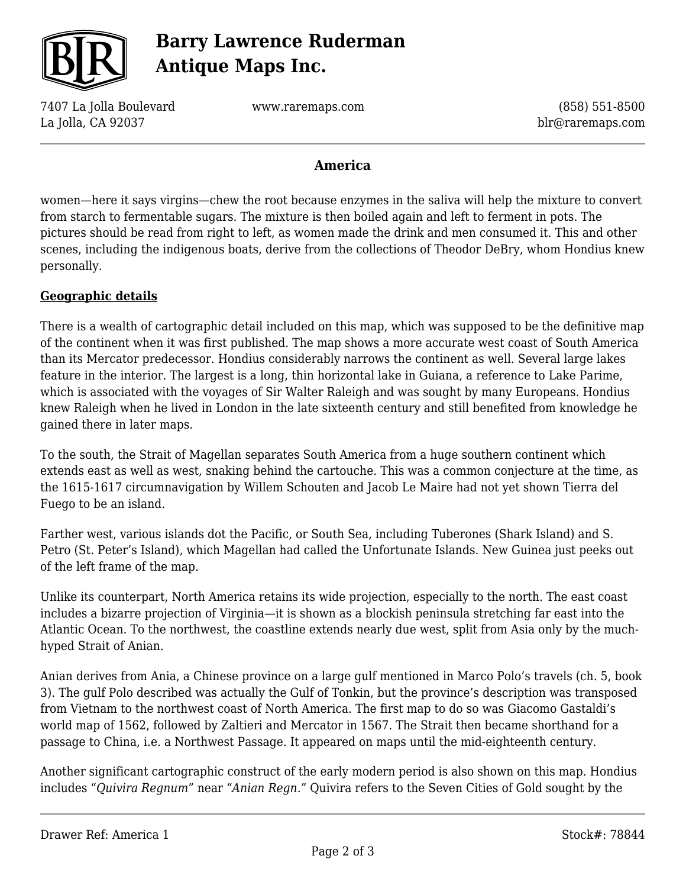women—here it says virgins—chew the root because enzymes in the saliva will help the mixture to convert from starch to fermentable sugars. The mixture is then boiled again and left to ferment in pots. The pictures should be read from right to left, as women made the drink and men consumed it. This and other scenes, including the indigenous boats, derive from the collections of Theodor DeBry, whom Hondius knew personally.

**Geographic details**

There is a wealth of cartographic detail included on this map, which was supposed to be the definitive map of the continent when it was first published. The map shows a more accurate west coast of South America than its Mercator predecessor. Hondius considerably narrows the continent as well. Several large lakes feature in the interior. The largest is a long, thin horizontal lake in Guiana, a reference to Lake Parime, which is associated with the voyages of Sir Walter Raleigh and was sought by many Europeans. Hondius knew Raleigh when he lived in London in the late sixteenth century and still benefited from knowledge he gained there in later maps.

To the south, the Strait of Magellan separates South America from a huge southern continent which extends east as well as west, snaking behind the cartouche. This was a common conjecture at the time, as the 1615-1617 circumnavigation by Willem Schouten and Jacob Le Maire had not yet shown Tierra del Fuego to be an island.

Farther west, various islands dot the Pacific, or South Sea, including Tuberones (Shark Island) and S. Petro (St. Peter's Island), which Magellan had called the Unfortunate Islands. New Guinea just peeks out of the left frame of the map.

Unlike its counterpart, North America retains its wide projection, especially to the north. The east coast includes a bizarre projection of Virginia—it is shown as a blockish peninsula stretching far east into the Atlantic Ocean. To the northwest, the coastline extends nearly due west, split from Asia only by the much-hyped Strait of Anian.

Anian derives from Ania, a Chinese province on a large gulf mentioned in Marco Polo's travels (ch. 5, book 3). The gulf Polo described was actually the Gulf of Tonkin, but the province's description was transposed from Vietnam to the northwest coast of North America. The first map to do so was Giacomo Gastaldi's world map of 1562, followed by Zaltieri and Mercator in 1567. The Strait then became shorthand for a passage to China, i.e. a Northwest Passage. It appeared on maps until the mid-eighteenth century.

Another significant cartographic construct of the early modern period is also shown on this map. Hondius includes "*Quivira Regnum*" near "*Anian Regn.*" Quivira refers to the Seven Cities of Gold sought by the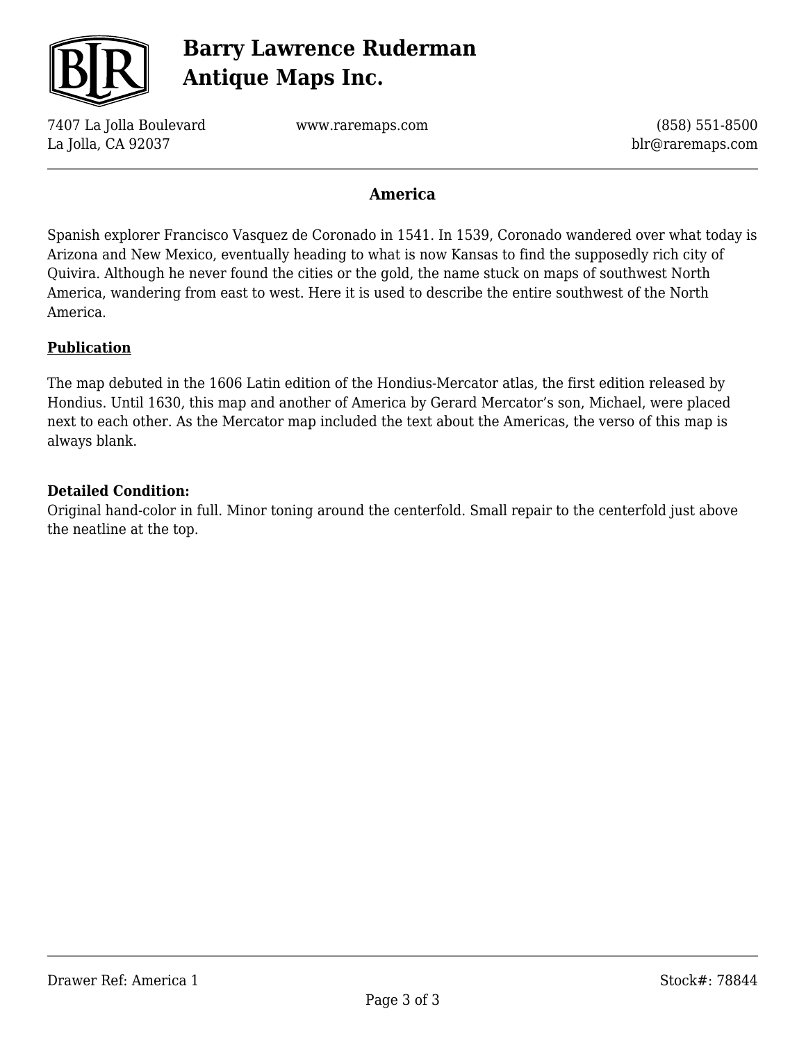## America

Spanish explorer Francisco Vasquez de Coronado in 1541. In 1539, Coronado wandered over what today is Arizona and New Mexico, eventually heading to what is now Kansas to find the supposedly rich city of Quivira. Although he never found the cities or the gold, the name stuck on maps of southwest North America, wandering from east to west. Here it is used to describe the entire southwest of the North America.

### Publication

The map debuted in the 1606 Latin edition of the Hondius-Mercator atlas, the first edition released by Hondius. Until 1630, this map and another of America by Gerard Mercator's son, Michael, were placed next to each other. As the Mercator map included the text about the Americas, the verso of this map is always blank.

**Detailed Condition:**
Original hand-color in full. Minor toning around the centerfold. Small repair to the centerfold just above the neatline at the top.

Drawer Ref: America 1

Stock#: 78844